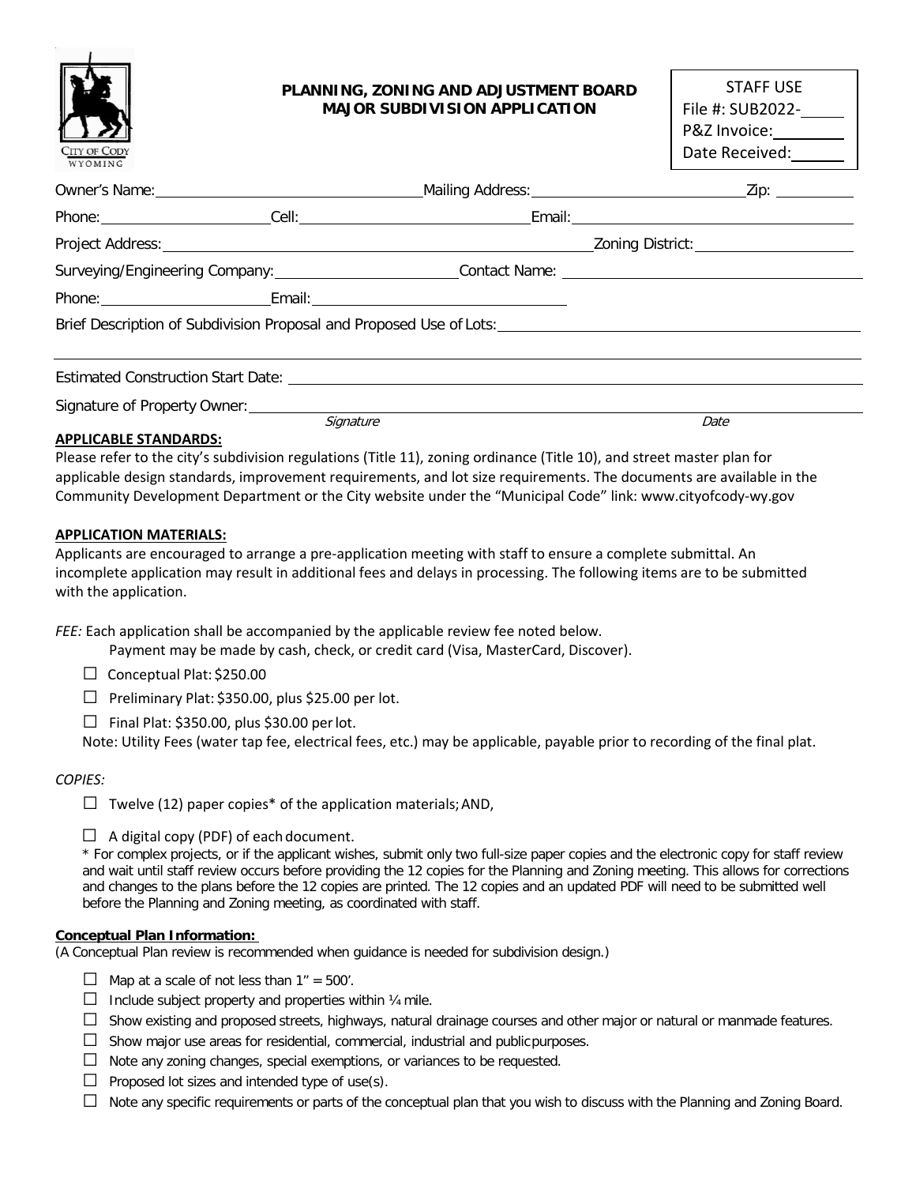CITY OF CODY WYOMING

**PLANNING, ZONING AND ADJUSTMENT BOARD**
**MAJOR SUBDIVISION APPLICATION**

STAFF USE
File #: SUB2022-\_\_\_\_\_
P&Z Invoice: \_\_\_\_\_
Date Received: \_\_\_\_\_

Owner's Name: \_\_\_\_\_ Mailing Address: \_\_\_\_\_ Zip: \_\_\_\_\_

Phone: \_\_\_\_\_ Cell: \_\_\_\_\_ Email: \_\_\_\_\_

Project Address: \_\_\_\_\_ Zoning District: \_\_\_\_\_

Surveying/Engineering Company: \_\_\_\_\_ Contact Name: \_\_\_\_\_

Phone: \_\_\_\_\_ Email: \_\_\_\_\_

Brief Description of Subdivision Proposal and Proposed Use of Lots: \_\_\_\_\_

Estimated Construction Start Date: \_\_\_\_\_

Signature of Property Owner: \_\_\_\_\_
*Signature* *Date*

**APPLICABLE STANDARDS:**

Please refer to the city's subdivision regulations (Title 11), zoning ordinance (Title 10), and street master plan for applicable design standards, improvement requirements, and lot size requirements. The documents are available in the Community Development Department or the City website under the "Municipal Code" link: www.cityofcody-wy.gov

**APPLICATION MATERIALS:**

Applicants are encouraged to arrange a pre-application meeting with staff to ensure a complete submittal. An incomplete application may result in additional fees and delays in processing. The following items are to be submitted with the application.

*FEE:* Each application shall be accompanied by the applicable review fee noted below.
Payment may be made by cash, check, or credit card (Visa, MasterCard, Discover).

- ☐ Conceptual Plat: $250.00
- ☐ Preliminary Plat: $350.00, plus $25.00 per lot.
- ☐ Final Plat: $350.00, plus $30.00 per lot.

Note: Utility Fees (water tap fee, electrical fees, etc.) may be applicable, payable prior to recording of the final plat.

*COPIES:*

- ☐ Twelve (12) paper copies* of the application materials; AND,
- ☐ A digital copy (PDF) of each document.

\* For complex projects, or if the applicant wishes, submit only two full-size paper copies and the electronic copy for staff review and wait until staff review occurs before providing the 12 copies for the Planning and Zoning meeting. This allows for corrections and changes to the plans before the 12 copies are printed. The 12 copies and an updated PDF will need to be submitted well before the Planning and Zoning meeting, as coordinated with staff.

**Conceptual Plan Information:**

(A Conceptual Plan review is recommended when guidance is needed for subdivision design.)

- ☐ Map at a scale of not less than 1" = 500'.
- ☐ Include subject property and properties within ¼ mile.
- ☐ Show existing and proposed streets, highways, natural drainage courses and other major or natural or manmade features.
- ☐ Show major use areas for residential, commercial, industrial and public purposes.
- ☐ Note any zoning changes, special exemptions, or variances to be requested.
- ☐ Proposed lot sizes and intended type of use(s).
- ☐ Note any specific requirements or parts of the conceptual plan that you wish to discuss with the Planning and Zoning Board.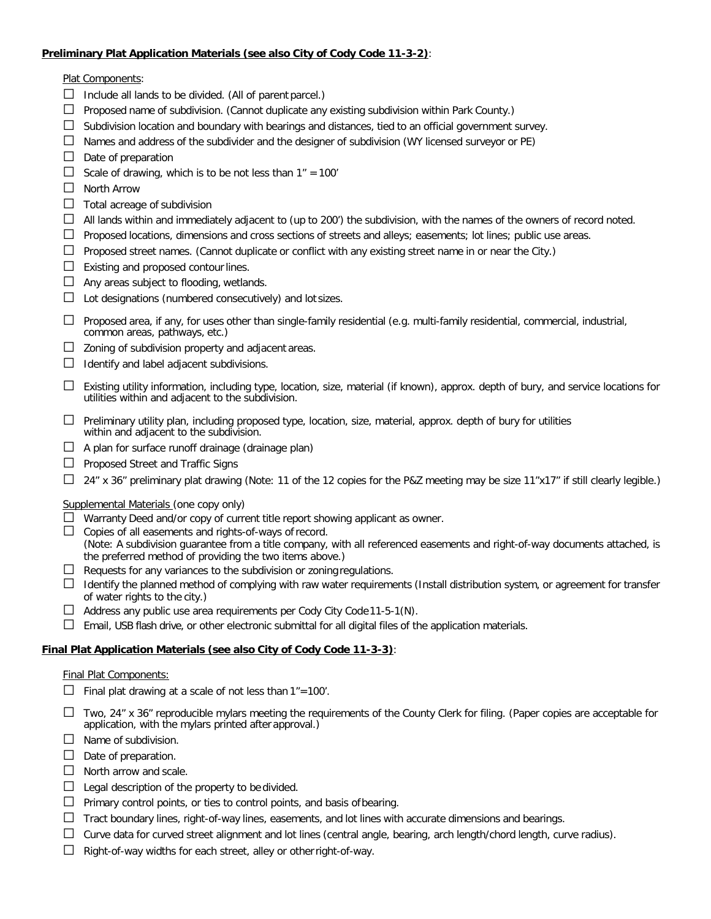**Preliminary Plat Application Materials (see also City of Cody Code 11-3-2)**:

Plat Components:

- ☐ Include all lands to be divided. (All of parent parcel.)
- ☐ Proposed name of subdivision. (Cannot duplicate any existing subdivision within Park County.)
- ☐ Subdivision location and boundary with bearings and distances, tied to an official government survey.
- ☐ Names and address of the subdivider and the designer of subdivision (WY licensed surveyor or PE)
- ☐ Date of preparation
- ☐ Scale of drawing, which is to be not less than 1" = 100'
- ☐ North Arrow
- ☐ Total acreage of subdivision
- ☐ All lands within and immediately adjacent to (up to 200') the subdivision, with the names of the owners of record noted.
- ☐ Proposed locations, dimensions and cross sections of streets and alleys; easements; lot lines; public use areas.
- ☐ Proposed street names. (Cannot duplicate or conflict with any existing street name in or near the City.)
- ☐ Existing and proposed contour lines.
- ☐ Any areas subject to flooding, wetlands.
- ☐ Lot designations (numbered consecutively) and lot sizes.
- ☐ Proposed area, if any, for uses other than single-family residential (e.g. multi-family residential, commercial, industrial, common areas, pathways, etc.)
- ☐ Zoning of subdivision property and adjacent areas.
- ☐ Identify and label adjacent subdivisions.
- ☐ Existing utility information, including type, location, size, material (if known), approx. depth of bury, and service locations for utilities within and adjacent to the subdivision.
- ☐ Preliminary utility plan, including proposed type, location, size, material, approx. depth of bury for utilities within and adjacent to the subdivision.
- ☐ A plan for surface runoff drainage (drainage plan)
- ☐ Proposed Street and Traffic Signs
- ☐ 24" x 36" preliminary plat drawing (Note: 11 of the 12 copies for the P&Z meeting may be size 11"x17" if still clearly legible.)

Supplemental Materials (one copy only)

- ☐ Warranty Deed and/or copy of current title report showing applicant as owner.
- ☐ Copies of all easements and rights-of-ways of record.
  (Note: A subdivision guarantee from a title company, with all referenced easements and right-of-way documents attached, is the preferred method of providing the two items above.)
- ☐ Requests for any variances to the subdivision or zoning regulations.
- ☐ Identify the planned method of complying with raw water requirements (Install distribution system, or agreement for transfer of water rights to the city.)
- ☐ Address any public use area requirements per Cody City Code 11-5-1(N).
- ☐ Email, USB flash drive, or other electronic submittal for all digital files of the application materials.

**Final Plat Application Materials (see also City of Cody Code 11-3-3)**:

Final Plat Components:

- ☐ Final plat drawing at a scale of not less than 1"=100'.
- ☐ Two, 24" x 36" reproducible mylars meeting the requirements of the County Clerk for filing. (Paper copies are acceptable for application, with the mylars printed after approval.)
- ☐ Name of subdivision.
- ☐ Date of preparation.
- ☐ North arrow and scale.
- ☐ Legal description of the property to be divided.
- ☐ Primary control points, or ties to control points, and basis of bearing.
- ☐ Tract boundary lines, right-of-way lines, easements, and lot lines with accurate dimensions and bearings.
- ☐ Curve data for curved street alignment and lot lines (central angle, bearing, arch length/chord length, curve radius).
- ☐ Right-of-way widths for each street, alley or other right-of-way.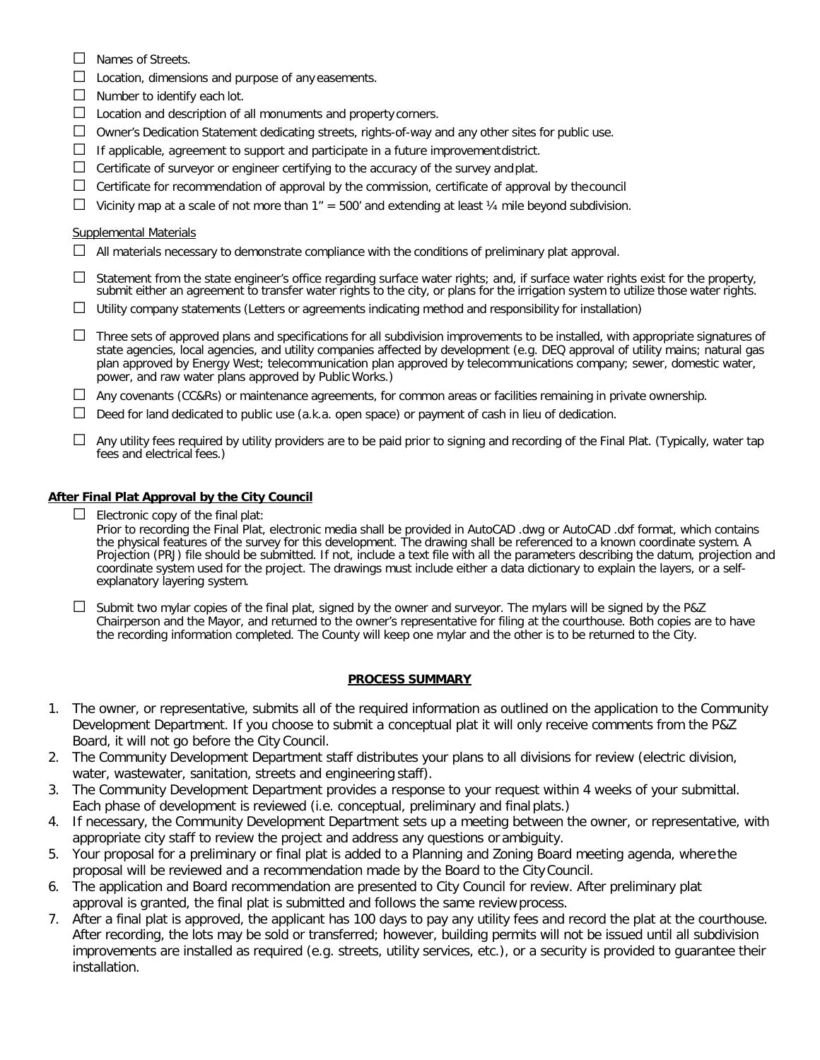- ☐ Names of Streets.
- ☐ Location, dimensions and purpose of any easements.
- ☐ Number to identify each lot.
- ☐ Location and description of all monuments and property corners.
- ☐ Owner's Dedication Statement dedicating streets, rights-of-way and any other sites for public use.
- ☐ If applicable, agreement to support and participate in a future improvement district.
- ☐ Certificate of surveyor or engineer certifying to the accuracy of the survey and plat.
- ☐ Certificate for recommendation of approval by the commission, certificate of approval by the council
- ☐ Vicinity map at a scale of not more than 1" = 500' and extending at least ¼ mile beyond subdivision.

Supplemental Materials

- ☐ All materials necessary to demonstrate compliance with the conditions of preliminary plat approval.
- ☐ Statement from the state engineer's office regarding surface water rights; and, if surface water rights exist for the property, submit either an agreement to transfer water rights to the city, or plans for the irrigation system to utilize those water rights.
- ☐ Utility company statements (Letters or agreements indicating method and responsibility for installation)
- ☐ Three sets of approved plans and specifications for all subdivision improvements to be installed, with appropriate signatures of state agencies, local agencies, and utility companies affected by development (e.g. DEQ approval of utility mains; natural gas plan approved by Energy West; telecommunication plan approved by telecommunications company; sewer, domestic water, power, and raw water plans approved by Public Works.)
- ☐ Any covenants (CC&Rs) or maintenance agreements, for common areas or facilities remaining in private ownership.
- ☐ Deed for land dedicated to public use (a.k.a. open space) or payment of cash in lieu of dedication.
- ☐ Any utility fees required by utility providers are to be paid prior to signing and recording of the Final Plat. (Typically, water tap fees and electrical fees.)

**After Final Plat Approval by the City Council**

- ☐ Electronic copy of the final plat:
  Prior to recording the Final Plat, electronic media shall be provided in AutoCAD .dwg or AutoCAD .dxf format, which contains the physical features of the survey for this development. The drawing shall be referenced to a known coordinate system. A Projection (PRJ) file should be submitted. If not, include a text file with all the parameters describing the datum, projection and coordinate system used for the project. The drawings must include either a data dictionary to explain the layers, or a self-explanatory layering system.
- ☐ Submit two mylar copies of the final plat, signed by the owner and surveyor. The mylars will be signed by the P&Z Chairperson and the Mayor, and returned to the owner's representative for filing at the courthouse. Both copies are to have the recording information completed. The County will keep one mylar and the other is to be returned to the City.

**PROCESS SUMMARY**

1. The owner, or representative, submits all of the required information as outlined on the application to the Community Development Department. If you choose to submit a conceptual plat it will only receive comments from the P&Z Board, it will not go before the City Council.
2. The Community Development Department staff distributes your plans to all divisions for review (electric division, water, wastewater, sanitation, streets and engineering staff).
3. The Community Development Department provides a response to your request within 4 weeks of your submittal. Each phase of development is reviewed (i.e. conceptual, preliminary and final plats.)
4. If necessary, the Community Development Department sets up a meeting between the owner, or representative, with appropriate city staff to review the project and address any questions or ambiguity.
5. Your proposal for a preliminary or final plat is added to a Planning and Zoning Board meeting agenda, where the proposal will be reviewed and a recommendation made by the Board to the City Council.
6. The application and Board recommendation are presented to City Council for review. After preliminary plat approval is granted, the final plat is submitted and follows the same review process.
7. After a final plat is approved, the applicant has 100 days to pay any utility fees and record the plat at the courthouse. After recording, the lots may be sold or transferred; however, building permits will not be issued until all subdivision improvements are installed as required (e.g. streets, utility services, etc.), or a security is provided to guarantee their installation.